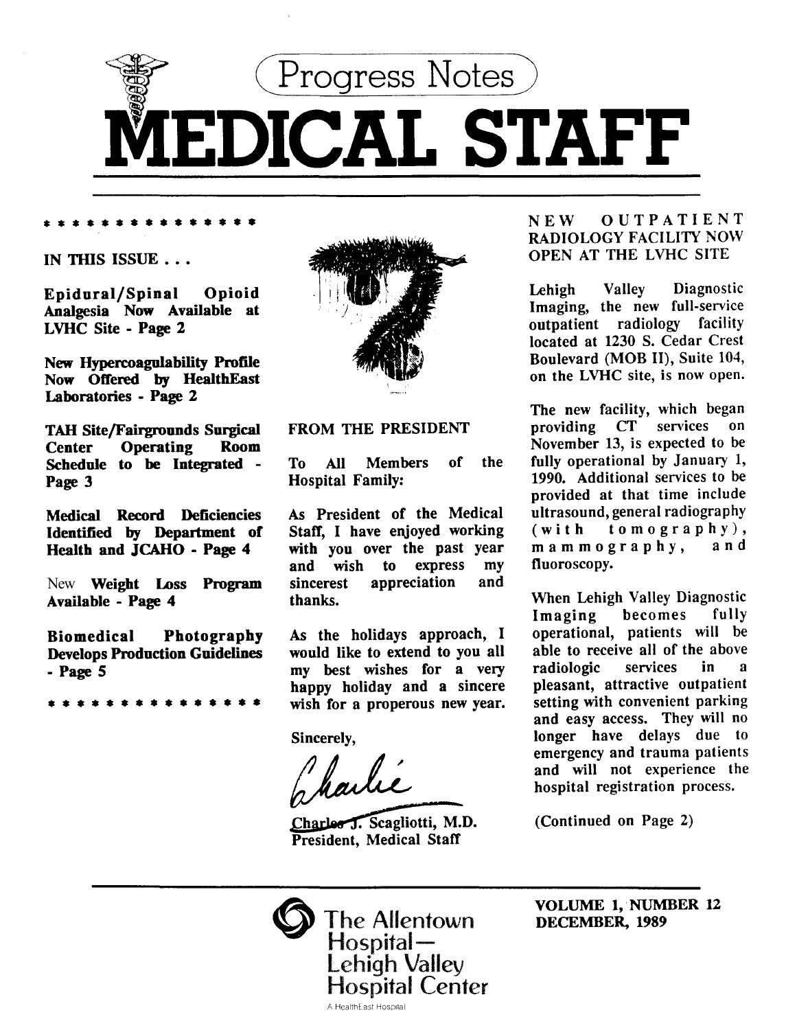# Progress Notes

# MEDICAL STAFF

\* \* \* \* \* \* \* \* \* \* \* \* \* \* \* \*

**IN THIS ISSUE . . .**

**Epidural/Spinal Opioid Analgesia Now Available at LVHC Site - Page 2**

**New Hypercoagulability Profile Now Offered by HealthEast Laboratories - Page 2**

**TAH Site/Fairgrounds Surgical Center Operating Room Schedule to be Integrated - Page 3**

**Medical Record Deficiencies Identified by Department of Health and JCAHO - Page 4**

New **Weight Loss Program Available - Page 4**

**Biomedical Photography Develops Production Guidelines - Page 5**

\* \* \* \* \* \* \* \* \* \* \* \* \* \* \* \*

## FROM THE PRESIDENT

To All Members of the Hospital Family:

As President of the Medical Staff, I have enjoyed working with you over the past year and wish to express my sincerest appreciation and thanks.

As the holidays approach, I would like to extend to you all my best wishes for a very happy holiday and a sincere wish for a properous new year.

Sincerely,

Charlie

Charles J. Scagliotti, M.D.
President, Medical Staff

## NEW OUTPATIENT RADIOLOGY FACILITY NOW OPEN AT THE LVHC SITE

Lehigh Valley Diagnostic Imaging, the new full-service outpatient radiology facility located at 1230 S. Cedar Crest Boulevard (MOB II), Suite 104, on the LVHC site, is now open.

The new facility, which began providing CT services on November 13, is expected to be fully operational by January 1, 1990. Additional services to be provided at that time include ultrasound, general radiography (with tomography), mammography, and fluoroscopy.

When Lehigh Valley Diagnostic Imaging becomes fully operational, patients will be able to receive all of the above radiologic services in a pleasant, attractive outpatient setting with convenient parking and easy access. They will no longer have delays due to emergency and trauma patients and will not experience the hospital registration process.

(Continued on Page 2)

The Allentown Hospital—
Lehigh Valley
Hospital Center
A HealthEast Hospital

**VOLUME 1, NUMBER 12**
**DECEMBER, 1989**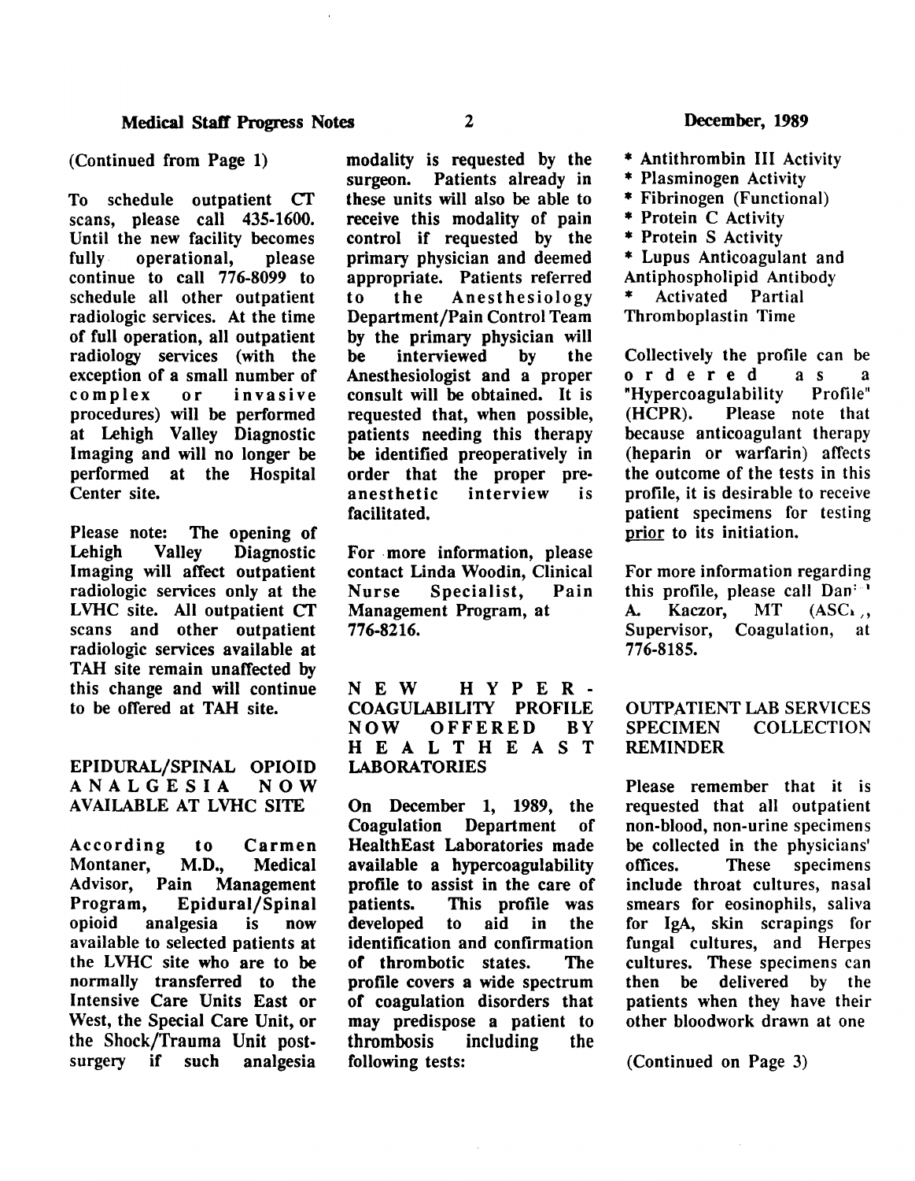(Continued from Page 1)

To schedule outpatient CT scans, please call 435-1600. Until the new facility becomes fully operational, please continue to call 776-8099 to schedule all other outpatient radiologic services. At the time of full operation, all outpatient radiology services (with the exception of a small number of complex or invasive procedures) will be performed at Lehigh Valley Diagnostic Imaging and will no longer be performed at the Hospital Center site.

Please note: The opening of Lehigh Valley Diagnostic Imaging will affect outpatient radiologic services only at the LVHC site. All outpatient CT scans and other outpatient radiologic services available at TAH site remain unaffected by this change and will continue to be offered at TAH site.

## EPIDURAL/SPINAL OPIOID ANALGESIA NOW AVAILABLE AT LVHC SITE

According to Carmen Montaner, M.D., Medical Advisor, Pain Management Program, Epidural/Spinal opioid analgesia is now available to selected patients at the LVHC site who are to be normally transferred to the Intensive Care Units East or West, the Special Care Unit, or the Shock/Trauma Unit post-surgery if such analgesia modality is requested by the surgeon. Patients already in these units will also be able to receive this modality of pain control if requested by the primary physician and deemed appropriate. Patients referred to the Anesthesiology Department/Pain Control Team by the primary physician will be interviewed by the Anesthesiologist and a proper consult will be obtained. It is requested that, when possible, patients needing this therapy be identified preoperatively in order that the proper pre-anesthetic interview is facilitated.

For more information, please contact Linda Woodin, Clinical Nurse Specialist, Pain Management Program, at 776-8216.

## NEW HYPER-COAGULABILITY PROFILE NOW OFFERED BY HEALTHEAST LABORATORIES

On December 1, 1989, the Coagulation Department of HealthEast Laboratories made available a hypercoagulability profile to assist in the care of patients. This profile was developed to aid in the identification and confirmation of thrombotic states. The profile covers a wide spectrum of coagulation disorders that may predispose a patient to thrombosis including the following tests:

* Antithrombin III Activity
* Plasminogen Activity
* Fibrinogen (Functional)
* Protein C Activity
* Protein S Activity
* Lupus Anticoagulant and Antiphospholipid Antibody
* Activated Partial Thromboplastin Time

Collectively the profile can be ordered as a "Hypercoagulability Profile" (HCPR). Please note that because anticoagulant therapy (heparin or warfarin) affects the outcome of the tests in this profile, it is desirable to receive patient specimens for testing prior to its initiation.

For more information regarding this profile, please call Daniel A. Kaczor, MT (ASCP), Supervisor, Coagulation, at 776-8185.

## OUTPATIENT LAB SERVICES SPECIMEN COLLECTION REMINDER

Please remember that it is requested that all outpatient non-blood, non-urine specimens be collected in the physicians' offices. These specimens include throat cultures, nasal smears for eosinophils, saliva for IgA, skin scrapings for fungal cultures, and Herpes cultures. These specimens can then be delivered by the patients when they have their other bloodwork drawn at one

(Continued on Page 3)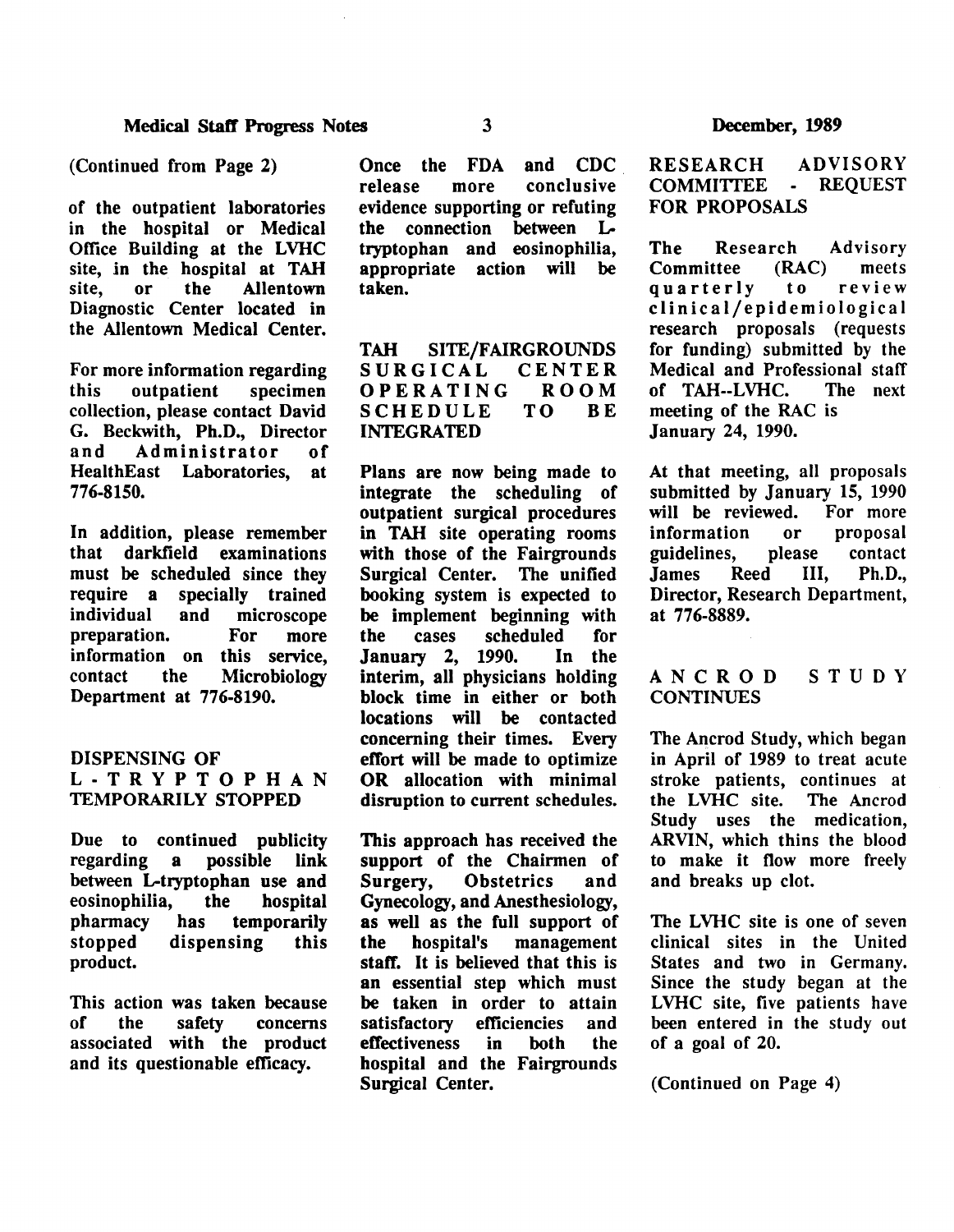(Continued from Page 2)

of the outpatient laboratories in the hospital or Medical Office Building at the LVHC site, in the hospital at TAH site, or the Allentown Diagnostic Center located in the Allentown Medical Center.

For more information regarding this outpatient specimen collection, please contact David G. Beckwith, Ph.D., Director and Administrator of HealthEast Laboratories, at 776-8150.

In addition, please remember that darkfield examinations must be scheduled since they require a specially trained individual and microscope preparation. For more information on this service, contact the Microbiology Department at 776-8190.

## DISPENSING OF L-TRYPTOPHAN TEMPORARILY STOPPED

Due to continued publicity regarding a possible link between L-tryptophan use and eosinophilia, the hospital pharmacy has temporarily stopped dispensing this product.

This action was taken because of the safety concerns associated with the product and its questionable efficacy.

Once the FDA and CDC release more conclusive evidence supporting or refuting the connection between L-tryptophan and eosinophilia, appropriate action will be taken.

## TAH SITE/FAIRGROUNDS SURGICAL CENTER OPERATING ROOM SCHEDULE TO BE INTEGRATED

Plans are now being made to integrate the scheduling of outpatient surgical procedures in TAH site operating rooms with those of the Fairgrounds Surgical Center. The unified booking system is expected to be implement beginning with the cases scheduled for January 2, 1990. In the interim, all physicians holding block time in either or both locations will be contacted concerning their times. Every effort will be made to optimize OR allocation with minimal disruption to current schedules.

This approach has received the support of the Chairmen of Surgery, Obstetrics and Gynecology, and Anesthesiology, as well as the full support of the hospital's management staff. It is believed that this is an essential step which must be taken in order to attain satisfactory efficiencies and effectiveness in both the hospital and the Fairgrounds Surgical Center.

## RESEARCH ADVISORY COMMITTEE - REQUEST FOR PROPOSALS

The Research Advisory Committee (RAC) meets quarterly to review clinical/epidemiological research proposals (requests for funding) submitted by the Medical and Professional staff of TAH--LVHC. The next meeting of the RAC is January 24, 1990.

At that meeting, all proposals submitted by January 15, 1990 will be reviewed. For more information or proposal guidelines, please contact James Reed III, Ph.D., Director, Research Department, at 776-8889.

## ANCROD STUDY CONTINUES

The Ancrod Study, which began in April of 1989 to treat acute stroke patients, continues at the LVHC site. The Ancrod Study uses the medication, ARVIN, which thins the blood to make it flow more freely and breaks up clot.

The LVHC site is one of seven clinical sites in the United States and two in Germany. Since the study began at the LVHC site, five patients have been entered in the study out of a goal of 20.

(Continued on Page 4)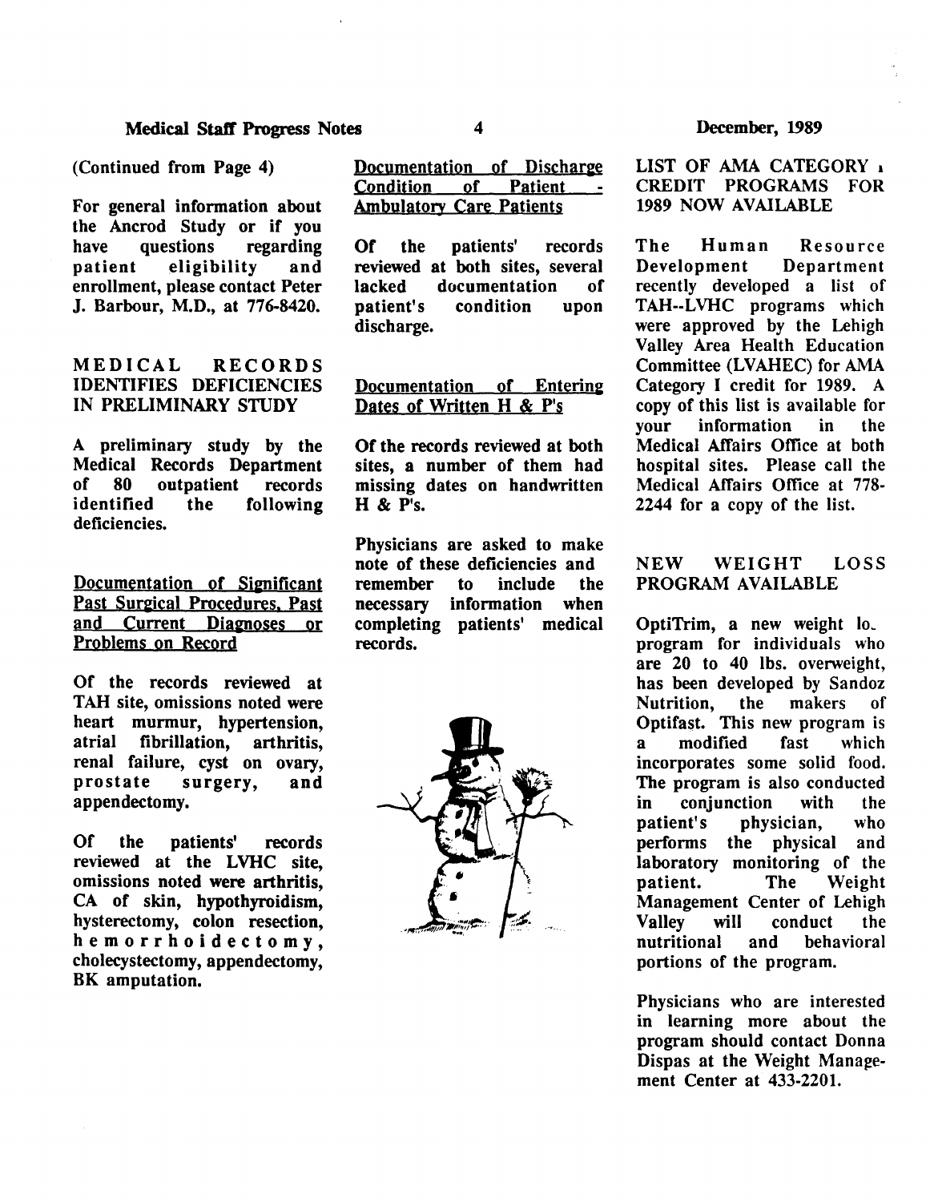(Continued from Page 4)

For general information about the Ancrod Study or if you have questions regarding patient eligibility and enrollment, please contact Peter J. Barbour, M.D., at 776-8420.

## MEDICAL RECORDS IDENTIFIES DEFICIENCIES IN PRELIMINARY STUDY

A preliminary study by the Medical Records Department of 80 outpatient records identified the following deficiencies.

### Documentation of Significant Past Surgical Procedures, Past and Current Diagnoses or Problems on Record

Of the records reviewed at TAH site, omissions noted were heart murmur, hypertension, atrial fibrillation, arthritis, renal failure, cyst on ovary, prostate surgery, and appendectomy.

Of the patients' records reviewed at the LVHC site, omissions noted were arthritis, CA of skin, hypothyroidism, hysterectomy, colon resection, hemorrhoidectomy, cholecystectomy, appendectomy, BK amputation.

### Documentation of Discharge Condition of Patient - Ambulatory Care Patients

Of the patients' records reviewed at both sites, several lacked documentation of patient's condition upon discharge.

### Documentation of Entering Dates of Written H & P's

Of the records reviewed at both sites, a number of them had missing dates on handwritten H & P's.

Physicians are asked to make note of these deficiencies and remember to include the necessary information when completing patients' medical records.

## LIST OF AMA CATEGORY I CREDIT PROGRAMS FOR 1989 NOW AVAILABLE

The Human Resource Development Department recently developed a list of TAH--LVHC programs which were approved by the Lehigh Valley Area Health Education Committee (LVAHEC) for AMA Category I credit for 1989. A copy of this list is available for your information in the Medical Affairs Office at both hospital sites. Please call the Medical Affairs Office at 778-2244 for a copy of the list.

## NEW WEIGHT LOSS PROGRAM AVAILABLE

OptiTrim, a new weight loss program for individuals who are 20 to 40 lbs. overweight, has been developed by Sandoz Nutrition, the makers of Optifast. This new program is a modified fast which incorporates some solid food. The program is also conducted in conjunction with the patient's physician, who performs the physical and laboratory monitoring of the patient. The Weight Management Center of Lehigh Valley will conduct the nutritional and behavioral portions of the program.

Physicians who are interested in learning more about the program should contact Donna Dispas at the Weight Management Center at 433-2201.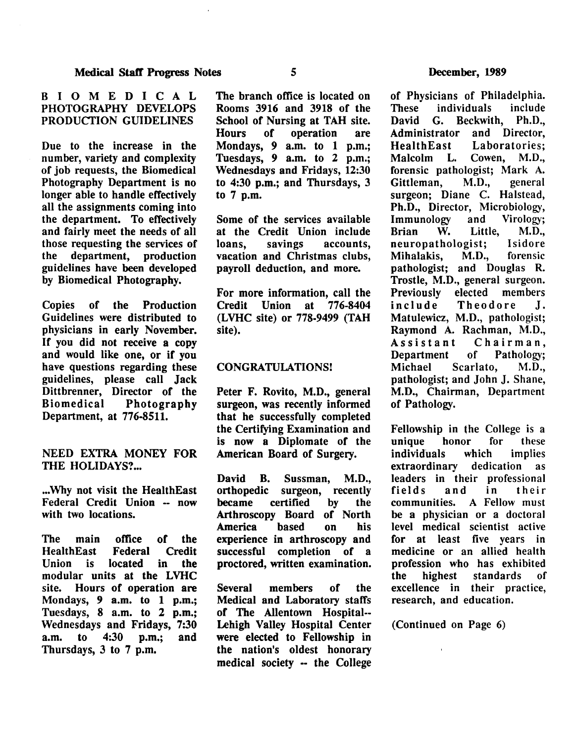## BIOMEDICAL PHOTOGRAPHY DEVELOPS PRODUCTION GUIDELINES

Due to the increase in the number, variety and complexity of job requests, the Biomedical Photography Department is no longer able to handle effectively all the assignments coming into the department. To effectively and fairly meet the needs of all those requesting the services of the department, production guidelines have been developed by Biomedical Photography.

Copies of the Production Guidelines were distributed to physicians in early November. If you did not receive a copy and would like one, or if you have questions regarding these guidelines, please call Jack Dittbrenner, Director of the Biomedical Photography Department, at 776-8511.

## NEED EXTRA MONEY FOR THE HOLIDAYS?...

...Why not visit the HealthEast Federal Credit Union -- now with two locations.

The main office of the HealthEast Federal Credit Union is located in the modular units at the LVHC site. Hours of operation are Mondays, 9 a.m. to 1 p.m.; Tuesdays, 8 a.m. to 2 p.m.; Wednesdays and Fridays, 7:30 a.m. to 4:30 p.m.; and Thursdays, 3 to 7 p.m.

The branch office is located on Rooms 3916 and 3918 of the School of Nursing at TAH site. Hours of operation are Mondays, 9 a.m. to 1 p.m.; Tuesdays, 9 a.m. to 2 p.m.; Wednesdays and Fridays, 12:30 to 4:30 p.m.; and Thursdays, 3 to 7 p.m.

Some of the services available at the Credit Union include loans, savings accounts, vacation and Christmas clubs, payroll deduction, and more.

For more information, call the Credit Union at 776-8404 (LVHC site) or 778-9499 (TAH site).

## CONGRATULATIONS!

Peter F. Rovito, M.D., general surgeon, was recently informed that he successfully completed the Certifying Examination and is now a Diplomate of the American Board of Surgery.

David B. Sussman, M.D., orthopedic surgeon, recently became certified by the Arthroscopy Board of North America based on his experience in arthroscopy and successful completion of a proctored, written examination.

Several members of the Medical and Laboratory staffs of The Allentown Hospital--Lehigh Valley Hospital Center were elected to Fellowship in the nation's oldest honorary medical society -- the College of Physicians of Philadelphia. These individuals include David G. Beckwith, Ph.D., Administrator and Director, HealthEast Laboratories; Malcolm L. Cowen, M.D., forensic pathologist; Mark A. Gittleman, M.D., general surgeon; Diane C. Halstead, Ph.D., Director, Microbiology, Immunology and Virology; Brian W. Little, M.D., neuropathologist; Isidore Mihalakis, M.D., forensic pathologist; and Douglas R. Trostle, M.D., general surgeon. Previously elected members include Theodore J. Matulewicz, M.D., pathologist; Raymond A. Rachman, M.D., Assistant Chairman, Department of Pathology; Michael Scarlato, M.D., pathologist; and John J. Shane, M.D., Chairman, Department of Pathology.

Fellowship in the College is a unique honor for these individuals which implies extraordinary dedication as leaders in their professional fields and in their communities. A Fellow must be a physician or a doctoral level medical scientist active for at least five years in medicine or an allied health profession who has exhibited the highest standards of excellence in their practice, research, and education.

(Continued on Page 6)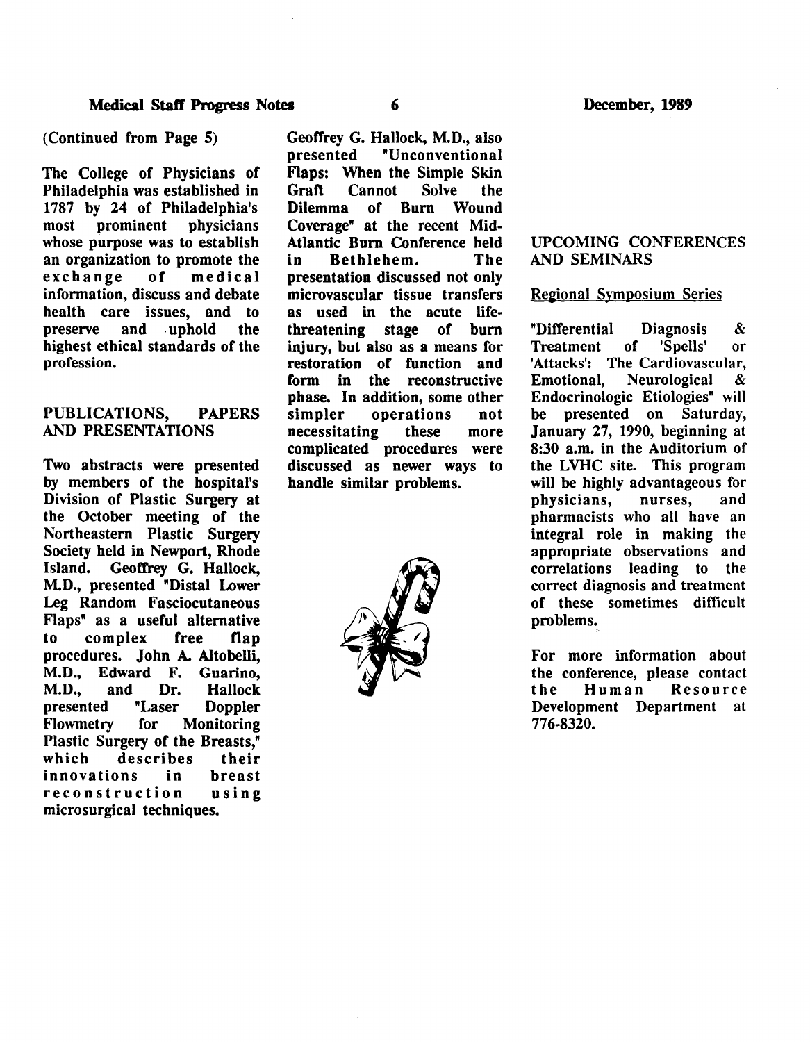(Continued from Page 5)

The College of Physicians of Philadelphia was established in 1787 by 24 of Philadelphia's most prominent physicians whose purpose was to establish an organization to promote the exchange of medical information, discuss and debate health care issues, and to preserve and uphold the highest ethical standards of the profession.

## PUBLICATIONS, PAPERS AND PRESENTATIONS

Two abstracts were presented by members of the hospital's Division of Plastic Surgery at the October meeting of the Northeastern Plastic Surgery Society held in Newport, Rhode Island. Geoffrey G. Hallock, M.D., presented "Distal Lower Leg Random Fasciocutaneous Flaps" as a useful alternative to complex free flap procedures. John A. Altobelli, M.D., Edward F. Guarino, M.D., and Dr. Hallock presented "Laser Doppler Flowmetry for Monitoring Plastic Surgery of the Breasts," which describes their innovations in breast reconstruction using microsurgical techniques.

Geoffrey G. Hallock, M.D., also presented "Unconventional Flaps: When the Simple Skin Graft Cannot Solve the Dilemma of Burn Wound Coverage" at the recent Mid-Atlantic Burn Conference held in Bethlehem. The presentation discussed not only microvascular tissue transfers as used in the acute life-threatening stage of burn injury, but also as a means for restoration of function and form in the reconstructive phase. In addition, some other simpler operations not necessitating these more complicated procedures were discussed as newer ways to handle similar problems.

## UPCOMING CONFERENCES AND SEMINARS

### Regional Symposium Series

"Differential Diagnosis & Treatment of 'Spells' or 'Attacks': The Cardiovascular, Emotional, Neurological & Endocrinologic Etiologies" will be presented on Saturday, January 27, 1990, beginning at 8:30 a.m. in the Auditorium of the LVHC site. This program will be highly advantageous for physicians, nurses, and pharmacists who all have an integral role in making the appropriate observations and correlations leading to the correct diagnosis and treatment of these sometimes difficult problems.

For more information about the conference, please contact the Human Resource Development Department at 776-8320.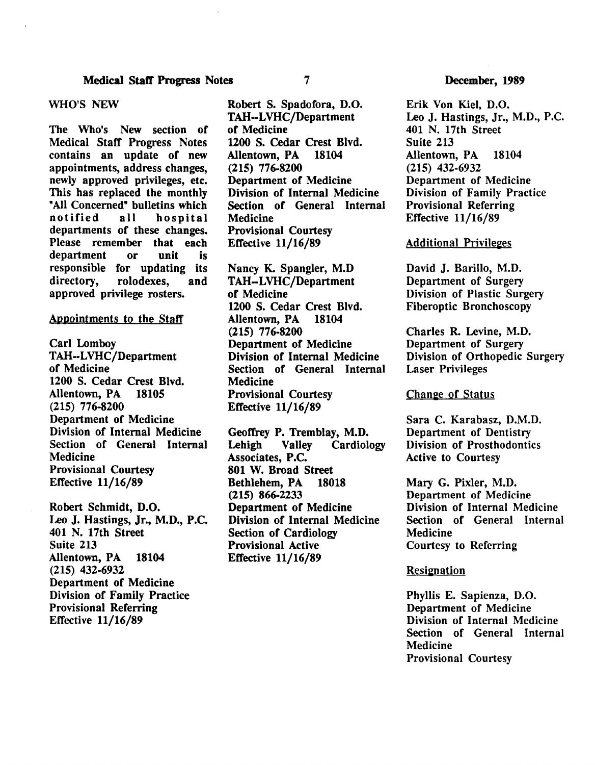## WHO'S NEW

The Who's New section of Medical Staff Progress Notes contains an update of new appointments, address changes, newly approved privileges, etc. This has replaced the monthly "All Concerned" bulletins which notified all hospital departments of these changes. Please remember that each department or unit is responsible for updating its directory, rolodexes, and approved privilege rosters.

### Appointments to the Staff

Carl Lomboy
TAH--LVHC/Department of Medicine
1200 S. Cedar Crest Blvd.
Allentown, PA 18105
(215) 776-8200
Department of Medicine
Division of Internal Medicine
Section of General Internal Medicine
Provisional Courtesy
Effective 11/16/89

Robert Schmidt, D.O.
Leo J. Hastings, Jr., M.D., P.C.
401 N. 17th Street
Suite 213
Allentown, PA 18104
(215) 432-6932
Department of Medicine
Division of Family Practice
Provisional Referring
Effective 11/16/89

Robert S. Spadofora, D.O.
TAH--LVHC/Department of Medicine
1200 S. Cedar Crest Blvd.
Allentown, PA 18104
(215) 776-8200
Department of Medicine
Division of Internal Medicine
Section of General Internal Medicine
Provisional Courtesy
Effective 11/16/89

Nancy K. Spangler, M.D
TAH--LVHC/Department of Medicine
1200 S. Cedar Crest Blvd.
Allentown, PA 18104
(215) 776-8200
Department of Medicine
Division of Internal Medicine
Section of General Internal Medicine
Provisional Courtesy
Effective 11/16/89

Geoffrey P. Tremblay, M.D.
Lehigh Valley Cardiology Associates, P.C.
801 W. Broad Street
Bethlehem, PA 18018
(215) 866-2233
Department of Medicine
Division of Internal Medicine
Section of Cardiology
Provisional Active
Effective 11/16/89

Erik Von Kiel, D.O.
Leo J. Hastings, Jr., M.D., P.C.
401 N. 17th Street
Suite 213
Allentown, PA 18104
(215) 432-6932
Department of Medicine
Division of Family Practice
Provisional Referring
Effective 11/16/89

### Additional Privileges

David J. Barillo, M.D.
Department of Surgery
Division of Plastic Surgery
Fiberoptic Bronchoscopy

Charles R. Levine, M.D.
Department of Surgery
Division of Orthopedic Surgery
Laser Privileges

### Change of Status

Sara C. Karabasz, D.M.D.
Department of Dentistry
Division of Prosthodontics
Active to Courtesy

Mary G. Pixler, M.D.
Department of Medicine
Division of Internal Medicine
Section of General Internal Medicine
Courtesy to Referring

### Resignation

Phyllis E. Sapienza, D.O.
Department of Medicine
Division of Internal Medicine
Section of General Internal Medicine
Provisional Courtesy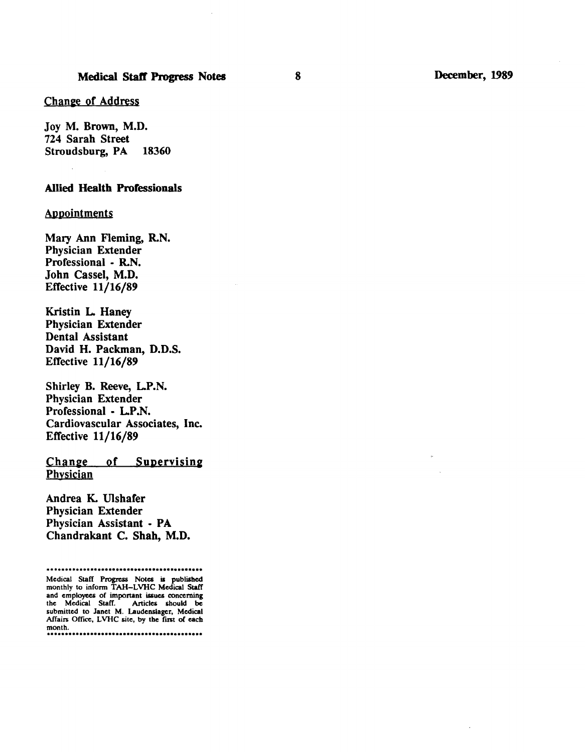Change of Address

**Joy M. Brown, M.D.**
**724 Sarah Street**
**Stroudsburg, PA 18360**

## Allied Health Professionals

Appointments

**Mary Ann Fleming, R.N.**
**Physician Extender**
**Professional - R.N.**
**John Cassel, M.D.**
**Effective 11/16/89**

**Kristin L. Haney**
**Physician Extender**
**Dental Assistant**
**David H. Packman, D.D.S.**
**Effective 11/16/89**

**Shirley B. Reeve, L.P.N.**
**Physician Extender**
**Professional - L.P.N.**
**Cardiovascular Associates, Inc.**
**Effective 11/16/89**

Change of Supervising Physician

**Andrea K. Ulshafer**
**Physician Extender**
**Physician Assistant - PA**
**Chandrakant C. Shah, M.D.**

---

Medical Staff Progress Notes is published monthly to inform TAH–LVHC Medical Staff and employees of important issues concerning the Medical Staff. Articles should be submitted to Janet M. Laudenslager, Medical Affairs Office, LVHC site, by the first of each month.

---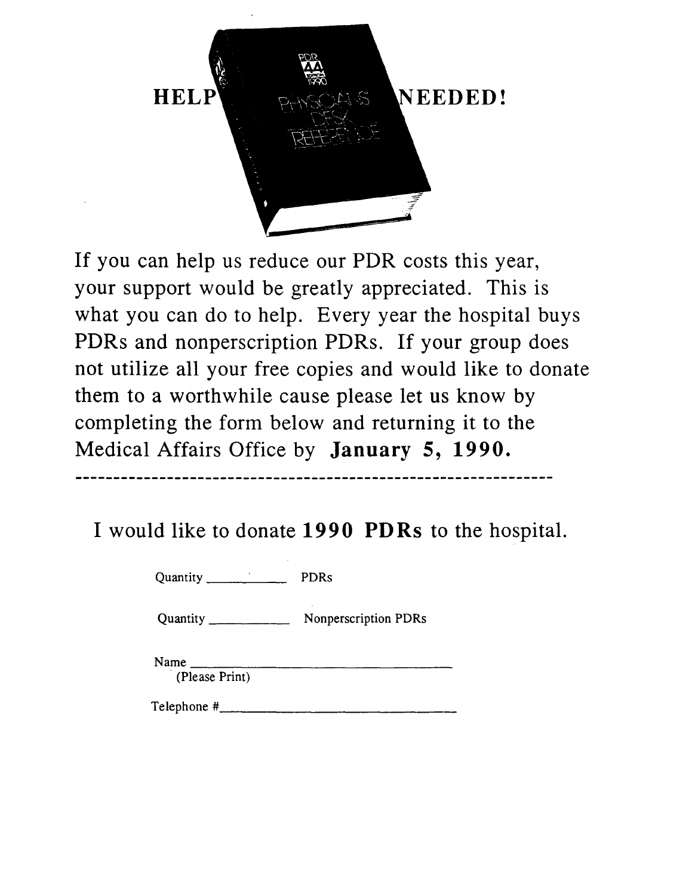# HELP NEEDED!

If you can help us reduce our PDR costs this year, your support would be greatly appreciated. This is what you can do to help. Every year the hospital buys PDRs and nonperscription PDRs. If your group does not utilize all your free copies and would like to donate them to a worthwhile cause please let us know by completing the form below and returning it to the Medical Affairs Office by **January 5, 1990.**

---

I would like to donate **1990 PDRs** to the hospital.

Quantity ____________ PDRs

Quantity ____________ Nonperscription PDRs

Name ________________________________________
(Please Print)

Telephone #___________________________________